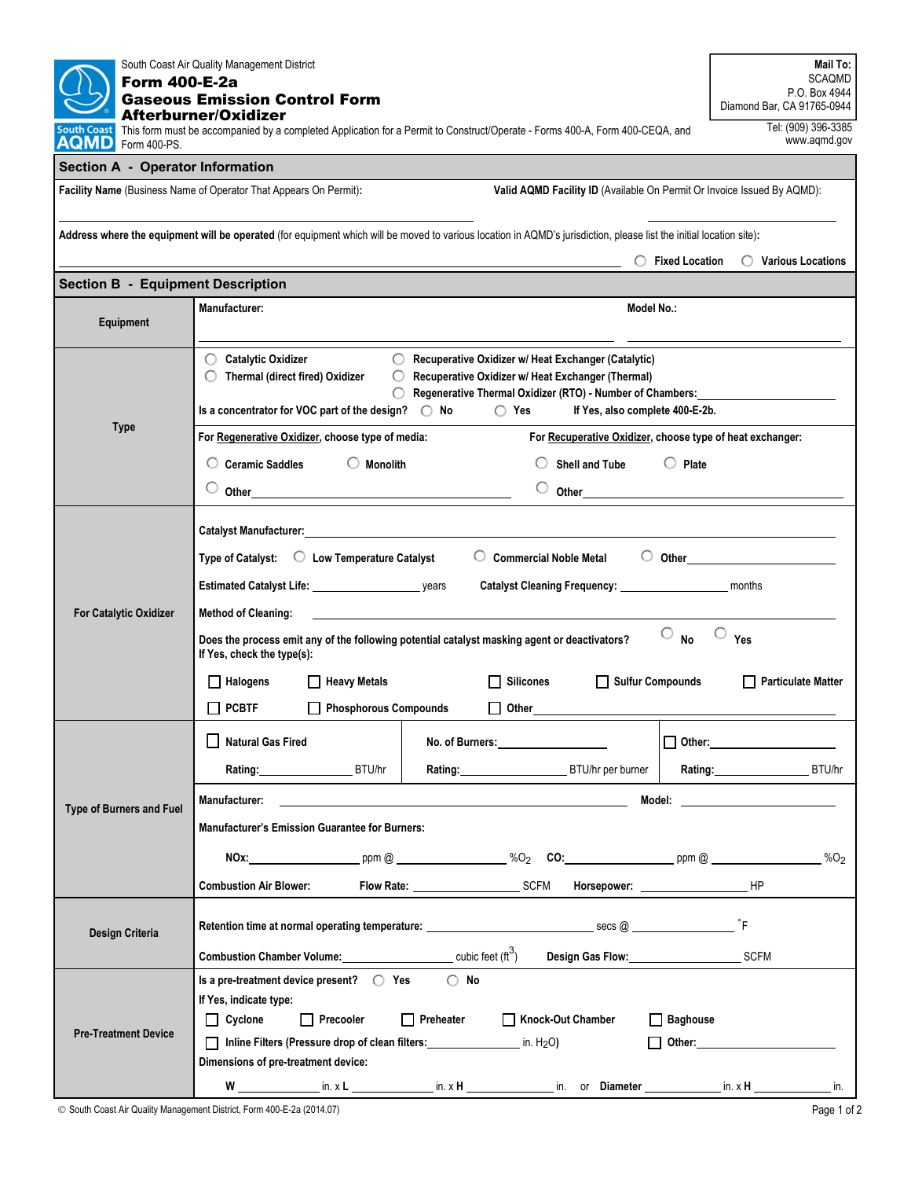South Coast Air Quality Management District

# Form 400-E-2a
## Gaseous Emission Control Form
## Afterburner/Oxidizer

This form must be accompanied by a completed Application for a Permit to Construct/Operate - Forms 400-A, Form 400-CEQA, and Form 400-PS.

**Mail To:**
SCAQMD
P.O. Box 4944
Diamond Bar, CA 91765-0944

Tel: (909) 396-3385
www.aqmd.gov

## Section A - Operator Information

**Facility Name** (Business Name of Operator That Appears On Permit): ____________________

**Valid AQMD Facility ID** (Available On Permit Or Invoice Issued By AQMD): ____________________

**Address where the equipment will be operated** (for equipment which will be moved to various location in AQMD's jurisdiction, please list the initial location site): ____________________

○ Fixed Location ○ Various Locations

## Section B - Equipment Description

**Equipment**

**Manufacturer:** ____________________ **Model No.:** ____________________

**Type**

○ Catalytic Oxidizer ○ Recuperative Oxidizer w/ Heat Exchanger (Catalytic)
○ Thermal (direct fired) Oxidizer ○ Recuperative Oxidizer w/ Heat Exchanger (Thermal)
○ Regenerative Thermal Oxidizer (RTO) - Number of Chambers: ____________

**Is a concentrator for VOC part of the design?** ○ No ○ Yes **If Yes, also complete 400-E-2b.**

**For Regenerative Oxidizer, choose type of media:**
○ Ceramic Saddles ○ Monolith
○ Other ____________

**For Recuperative Oxidizer, choose type of heat exchanger:**
○ Shell and Tube ○ Plate
○ Other ____________

**For Catalytic Oxidizer**

**Catalyst Manufacturer:** ____________________

**Type of Catalyst:** ○ Low Temperature Catalyst ○ Commercial Noble Metal ○ Other ____________

**Estimated Catalyst Life:** ____________ years **Catalyst Cleaning Frequency:** ____________ months

**Method of Cleaning:** ____________________

**Does the process emit any of the following potential catalyst masking agent or deactivators?** ○ No ○ Yes
**If Yes, check the type(s):**

☐ Halogens ☐ Heavy Metals ☐ Silicones ☐ Sulfur Compounds ☐ Particulate Matter
☐ PCBTF ☐ Phosphorous Compounds ☐ Other ____________

**Type of Burners and Fuel**

| ☐ Natural Gas Fired | No. of Burners: ____________ | ☐ Other: ____________ |
|---|---|---|
| Rating: ____________ BTU/hr | Rating: ____________ BTU/hr per burner | Rating: ____________ BTU/hr |

**Manufacturer:** ____________________ **Model:** ____________

**Manufacturer's Emission Guarantee for Burners:**

**NOx:** ____________ ppm @ ____________ %$O_2$ **CO:** ____________ ppm @ ____________ %$O_2$

**Combustion Air Blower:** **Flow Rate:** ____________ SCFM **Horsepower:** ____________ HP

**Design Criteria**

**Retention time at normal operating temperature:** ____________ secs @ ____________ ˚F

**Combustion Chamber Volume:** ____________ cubic feet ($ft^3$) **Design Gas Flow:** ____________ SCFM

**Pre-Treatment Device**

**Is a pre-treatment device present?** ○ Yes ○ No

**If Yes, indicate type:**

☐ Cyclone ☐ Precooler ☐ Preheater ☐ Knock-Out Chamber ☐ Baghouse
☐ Inline Filters (Pressure drop of clean filters: ____________ in. $H_2O$) ☐ Other: ____________

**Dimensions of pre-treatment device:**

**W** ____________ in. x **L** ____________ in. x **H** ____________ in. or **Diameter** ____________ in. x **H** ____________ in.

© South Coast Air Quality Management District, Form 400-E-2a (2014.07)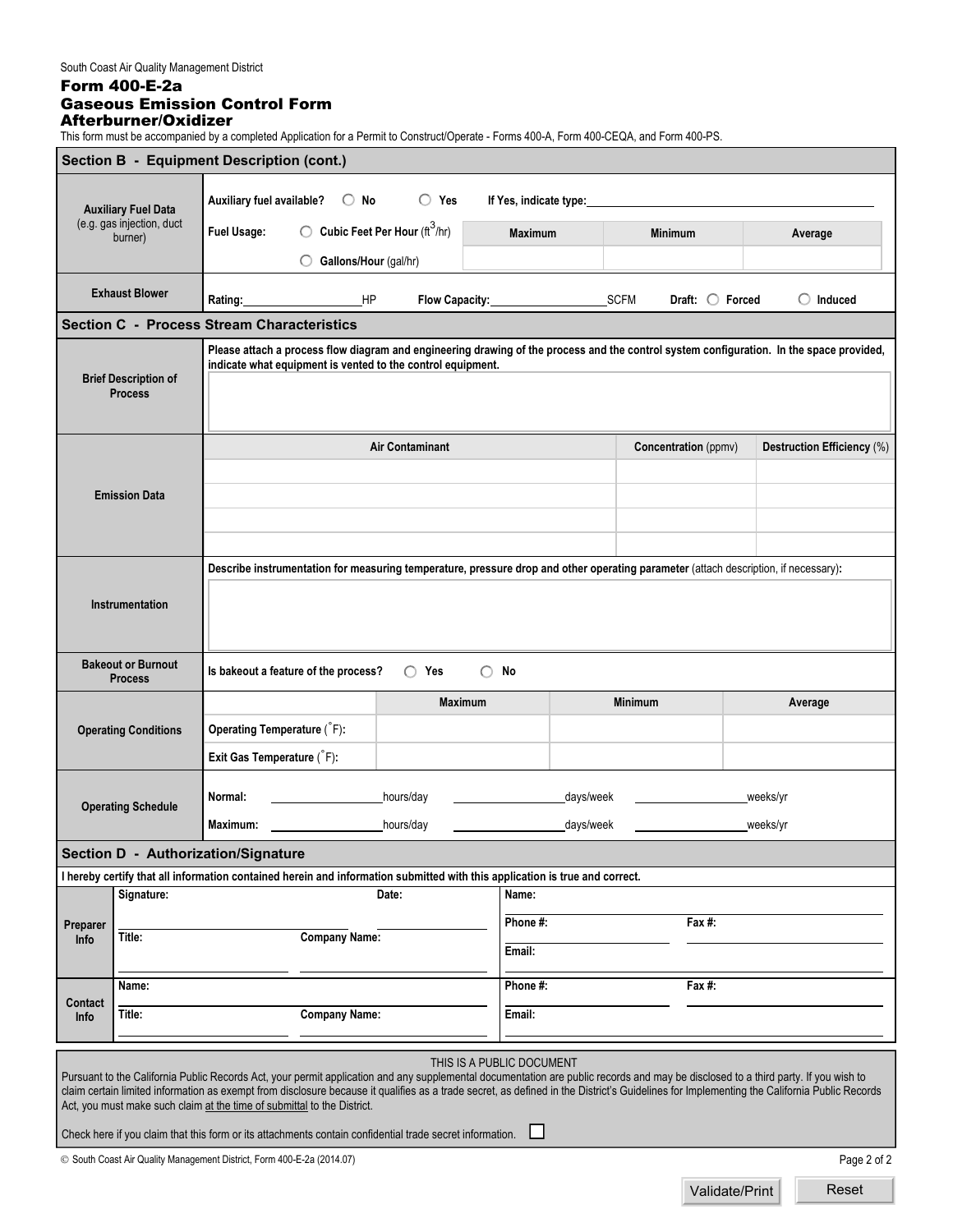South Coast Air Quality Management District

# Form 400-E-2a
# Gaseous Emission Control Form
# Afterburner/Oxidizer

This form must be accompanied by a completed Application for a Permit to Construct/Operate - Forms 400-A, Form 400-CEQA, and Form 400-PS.

## Section B - Equipment Description (cont.)

| | | | | |
|---|---|---|---|---|
| **Auxiliary Fuel Data** (e.g. gas injection, duct burner) | **Auxiliary fuel available?** ○ **No** ○ **Yes** **If Yes, indicate type:** ______ | | | |
| | **Fuel Usage:** ○ **Cubic Feet Per Hour** ($ft^3$/hr) ○ **Gallons/Hour** (gal/hr) | **Maximum** | **Minimum** | **Average** |
| | | | | |
| **Exhaust Blower** | **Rating:** ______ HP **Flow Capacity:** ______ SCFM **Draft:** ○ **Forced** ○ **Induced** | | | |

## Section C - Process Stream Characteristics

| | | | |
|---|---|---|---|
| **Brief Description of Process** | **Please attach a process flow diagram and engineering drawing of the process and the control system configuration. In the space provided, indicate what equipment is vented to the control equipment.** | | |
| **Emission Data** | **Air Contaminant** | **Concentration** (ppmv) | **Destruction Efficiency** (%) |
| | | | |
| | | | |
| | | | |
| | | | |
| **Instrumentation** | **Describe instrumentation for measuring temperature, pressure drop and other operating parameter** (attach description, if necessary)**:** | | |
| **Bakeout or Burnout Process** | **Is bakeout a feature of the process?** ○ **Yes** ○ **No** | | |

| | | | | |
|---|---|---|---|---|
| **Operating Conditions** | | **Maximum** | **Minimum** | **Average** |
| | **Operating Temperature** (˚F)**:** | | | |
| | **Exit Gas Temperature** (˚F)**:** | | | |
| **Operating Schedule** | **Normal:** ______ hours/day | ______ days/week | ______ weeks/yr | |
| | **Maximum:** ______ hours/day | ______ days/week | ______ weeks/yr | |

## Section D - Authorization/Signature

**I hereby certify that all information contained herein and information submitted with this application is true and correct.**

| | | | |
|---|---|---|---|
| **Preparer Info** | **Signature:** ______ **Date:** ______ | **Name:** ______ | |
| | **Title:** ______ **Company Name:** ______ | **Phone #:** ______ | **Fax #:** ______ |
| | | **Email:** ______ | |
| **Contact Info** | **Name:** ______ | **Phone #:** ______ | **Fax #:** ______ |
| | **Title:** ______ **Company Name:** ______ | **Email:** ______ | |

THIS IS A PUBLIC DOCUMENT

Pursuant to the California Public Records Act, your permit application and any supplemental documentation are public records and may be disclosed to a third party. If you wish to claim certain limited information as exempt from disclosure because it qualifies as a trade secret, as defined in the District's Guidelines for Implementing the California Public Records Act, you must make such claim at the time of submittal to the District.

Check here if you claim that this form or its attachments contain confidential trade secret information. ☐

© South Coast Air Quality Management District, Form 400-E-2a (2014.07)

Validate/Print Reset